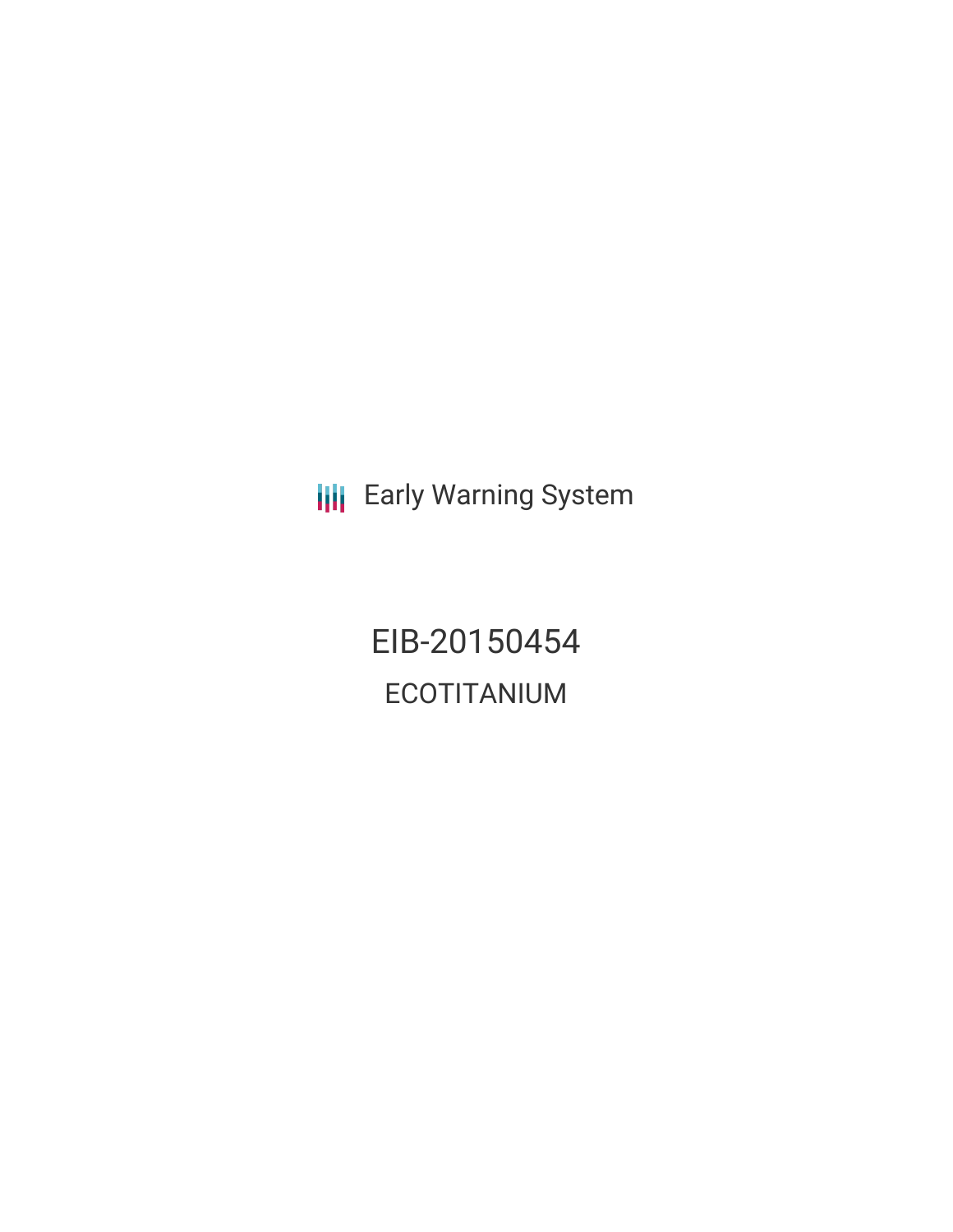Early Warning System

# EIB-20150454

## ECOTITANIUM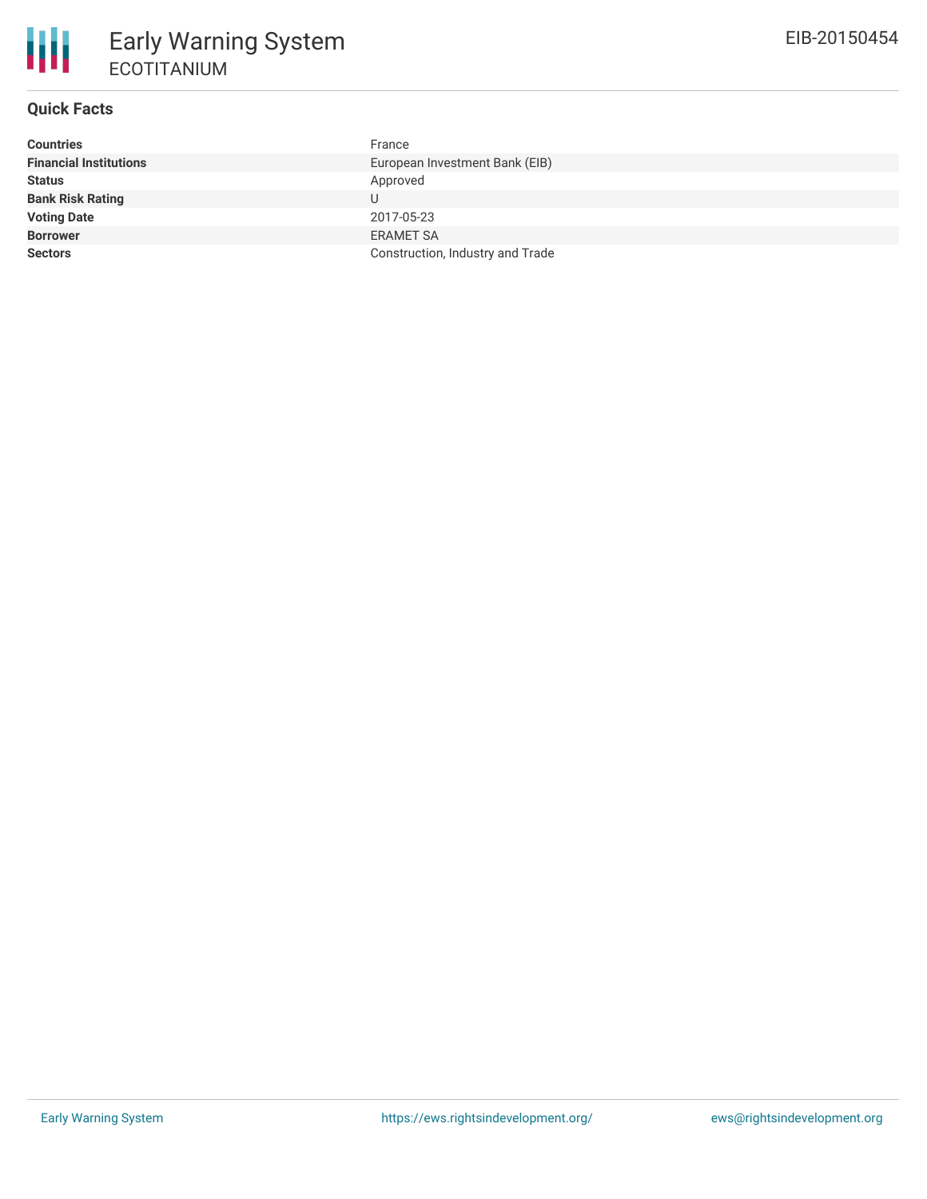# Early Warning System

## ECOTITANIUM

EIB-20150454

### Quick Facts

| | |
|---|---|
| **Countries** | France |
| **Financial Institutions** | European Investment Bank (EIB) |
| **Status** | Approved |
| **Bank Risk Rating** | U |
| **Voting Date** | 2017-05-23 |
| **Borrower** | ERAMET SA |
| **Sectors** | Construction, Industry and Trade |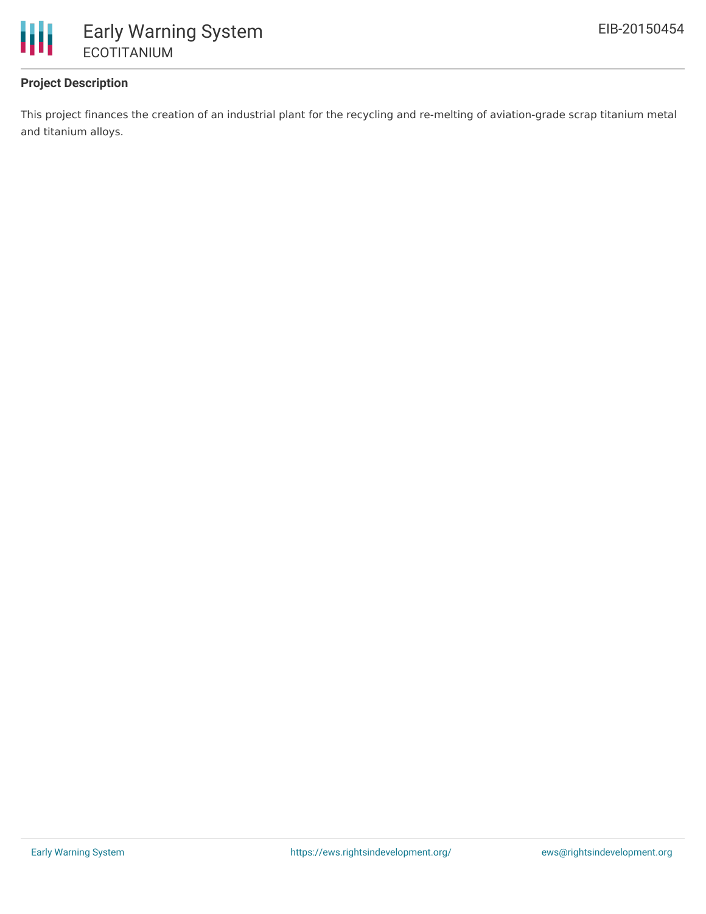### Project Description

This project finances the creation of an industrial plant for the recycling and re-melting of aviation-grade scrap titanium metal and titanium alloys.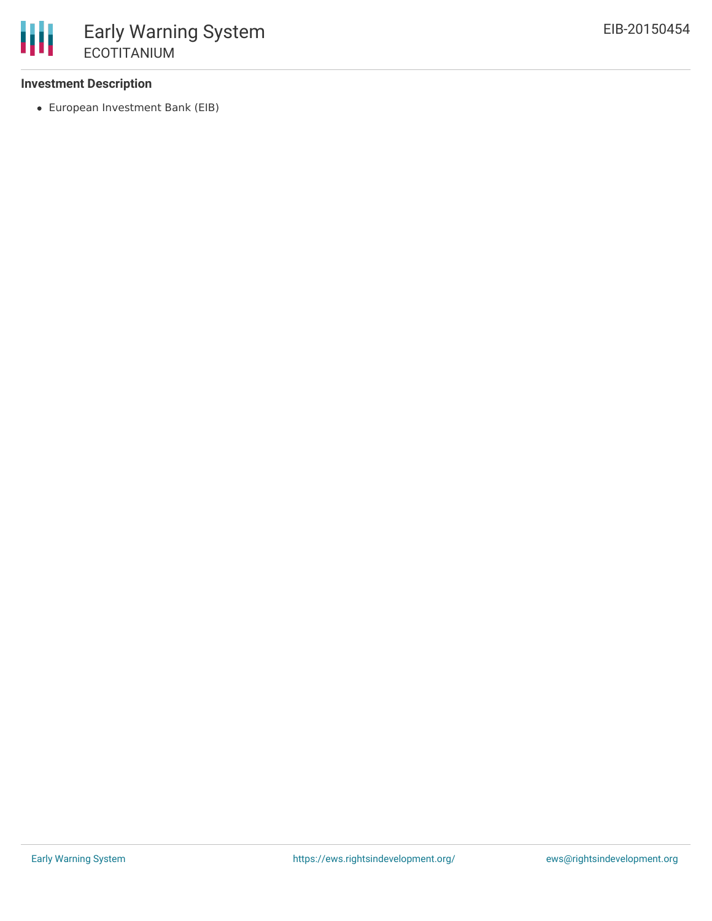### Investment Description

- European Investment Bank (EIB)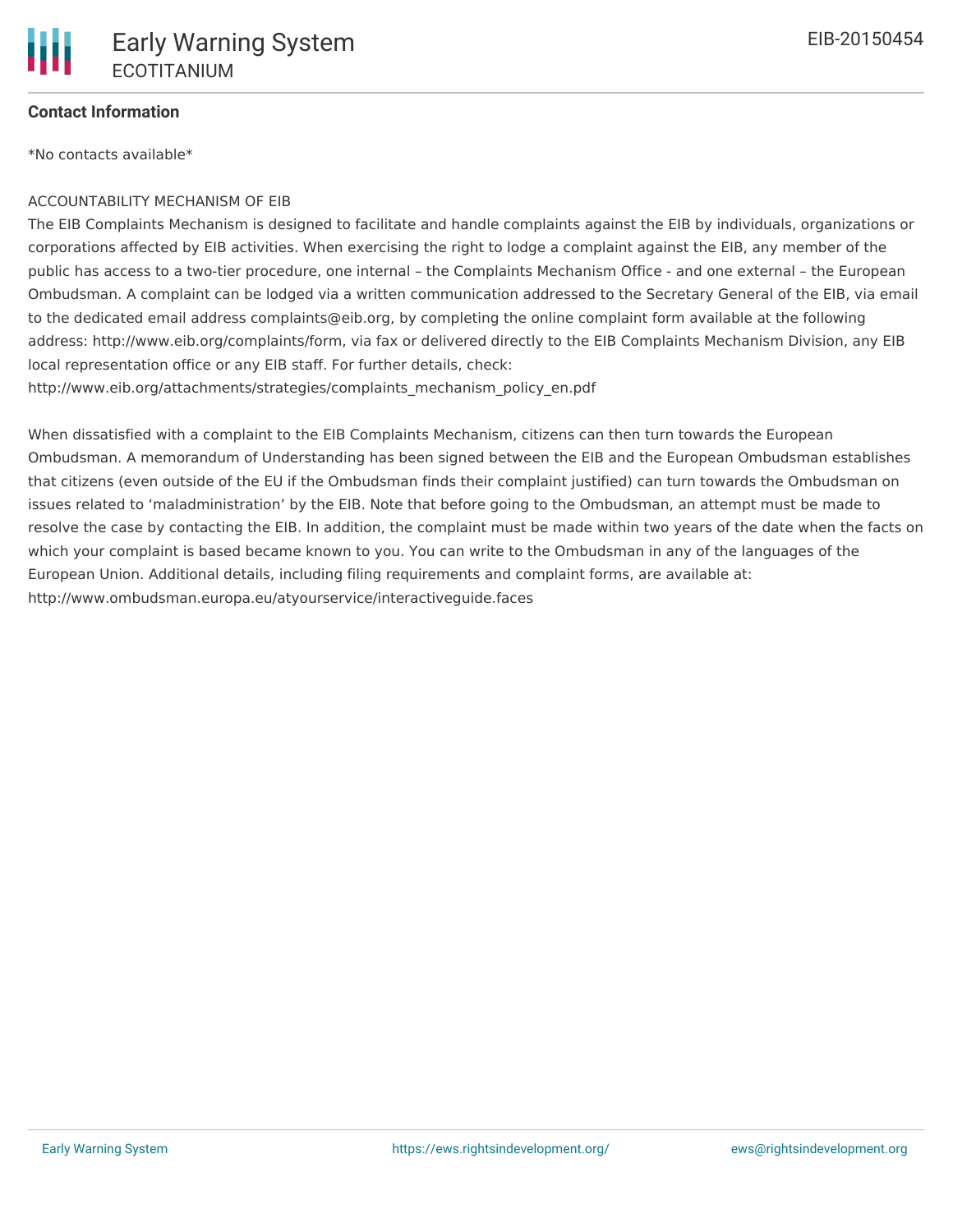### Contact Information

*No contacts available*

ACCOUNTABILITY MECHANISM OF EIB

The EIB Complaints Mechanism is designed to facilitate and handle complaints against the EIB by individuals, organizations or corporations affected by EIB activities. When exercising the right to lodge a complaint against the EIB, any member of the public has access to a two-tier procedure, one internal – the Complaints Mechanism Office - and one external – the European Ombudsman. A complaint can be lodged via a written communication addressed to the Secretary General of the EIB, via email to the dedicated email address complaints@eib.org, by completing the online complaint form available at the following address: http://www.eib.org/complaints/form, via fax or delivered directly to the EIB Complaints Mechanism Division, any EIB local representation office or any EIB staff. For further details, check: http://www.eib.org/attachments/strategies/complaints_mechanism_policy_en.pdf

When dissatisfied with a complaint to the EIB Complaints Mechanism, citizens can then turn towards the European Ombudsman. A memorandum of Understanding has been signed between the EIB and the European Ombudsman establishes that citizens (even outside of the EU if the Ombudsman finds their complaint justified) can turn towards the Ombudsman on issues related to 'maladministration' by the EIB. Note that before going to the Ombudsman, an attempt must be made to resolve the case by contacting the EIB. In addition, the complaint must be made within two years of the date when the facts on which your complaint is based became known to you. You can write to the Ombudsman in any of the languages of the European Union. Additional details, including filing requirements and complaint forms, are available at: http://www.ombudsman.europa.eu/atyourservice/interactiveguide.faces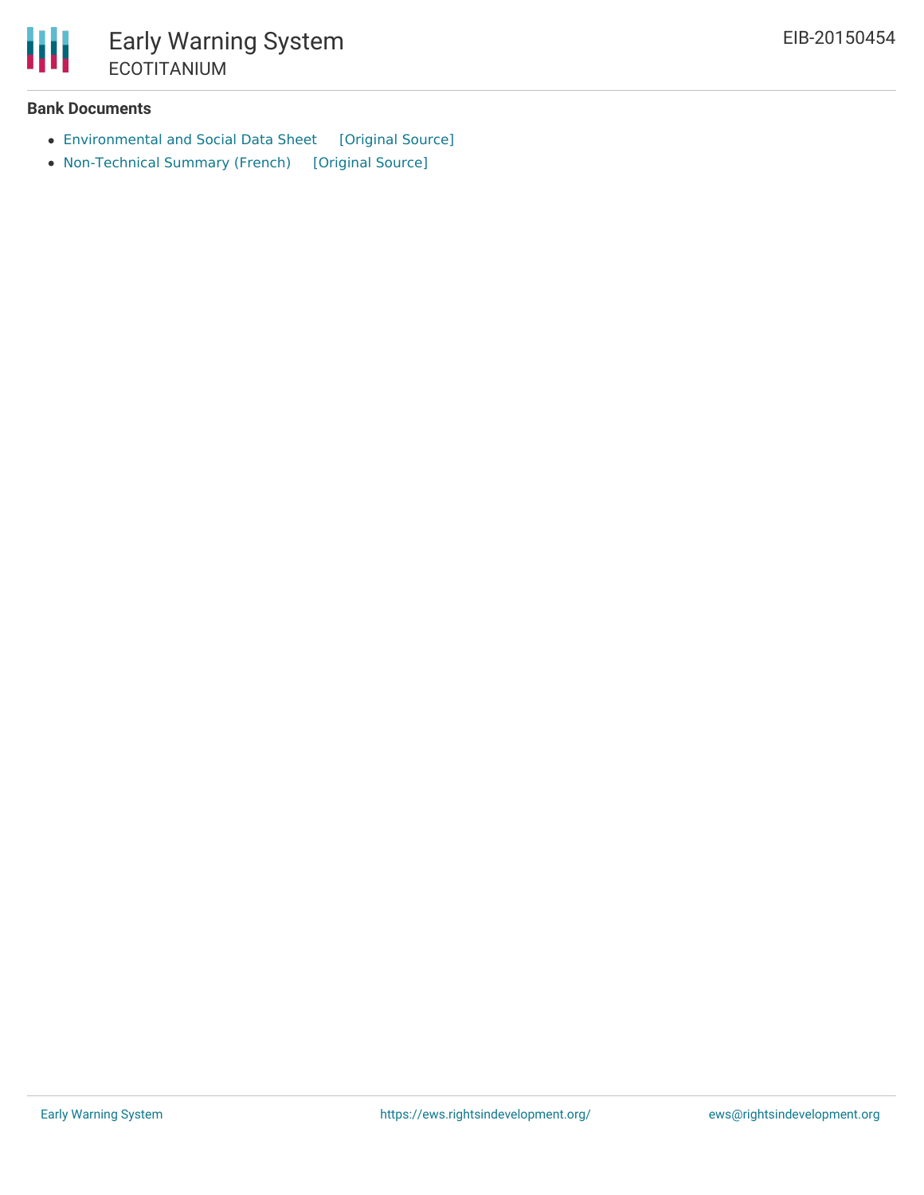**Bank Documents**

- Environmental and Social Data Sheet [Original Source]
- Non-Technical Summary (French) [Original Source]